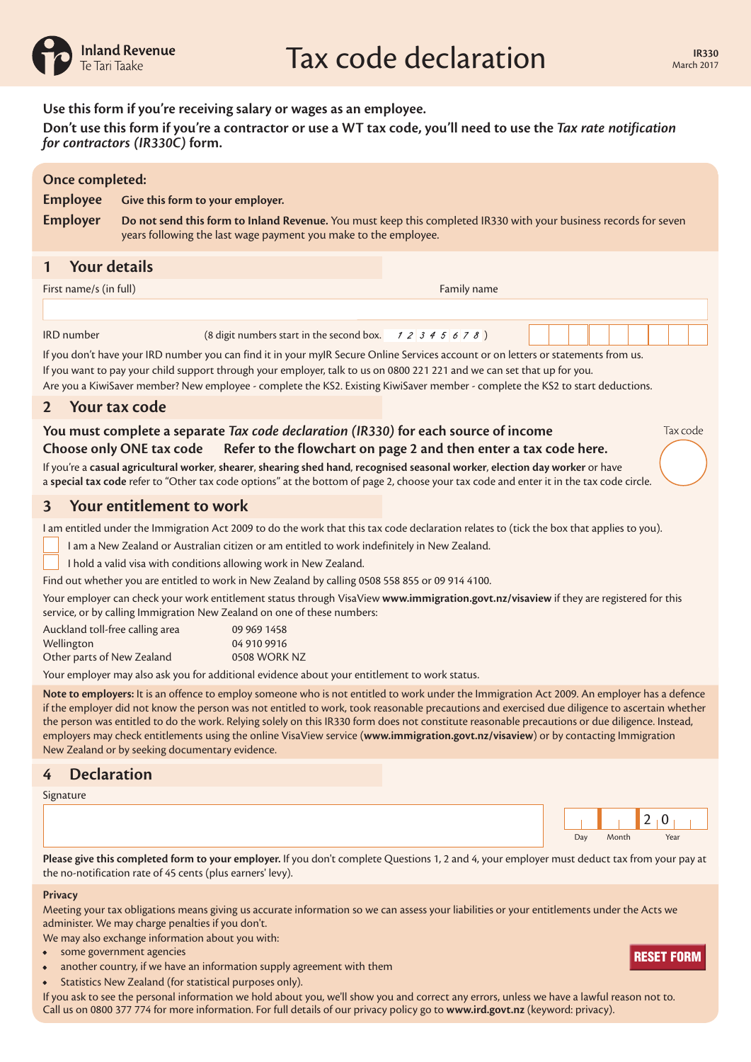Inland Revenue
Te Tari Taake

# Tax code declaration

IR330
March 2017

**Use this form if you're receiving salary or wages as an employee.**

**Don't use this form if you're a contractor or use a WT tax code, you'll need to use the *Tax rate notification for contractors (IR330C)* form.**

**Once completed:**

**Employee** **Give this form to your employer.**

**Employer** **Do not send this form to Inland Revenue.** You must keep this completed IR330 with your business records for seven years following the last wage payment you make to the employee.

## 1 Your details

First name/s (in full) Family name

IRD number (8 digit numbers start in the second box. *1 2 3 4 5 6 7 8* )

If you don't have your IRD number you can find it in your myIR Secure Online Services account or on letters or statements from us.

If you want to pay your child support through your employer, talk to us on 0800 221 221 and we can set that up for you.

Are you a KiwiSaver member? New employee - complete the KS2. Existing KiwiSaver member - complete the KS2 to start deductions.

## 2 Your tax code

**You must complete a separate *Tax code declaration (IR330)* for each source of income**

**Choose only ONE tax code** **Refer to the flowchart on page 2 and then enter a tax code here.**

Tax code

If you're a **casual agricultural worker**, **shearer**, **shearing shed hand**, **recognised seasonal worker**, **election day worker** or have a **special tax code** refer to "Other tax code options" at the bottom of page 2, choose your tax code and enter it in the tax code circle.

## 3 Your entitlement to work

I am entitled under the Immigration Act 2009 to do the work that this tax code declaration relates to (tick the box that applies to you).

- [ ] I am a New Zealand or Australian citizen or am entitled to work indefinitely in New Zealand.
- [ ] I hold a valid visa with conditions allowing work in New Zealand.

Find out whether you are entitled to work in New Zealand by calling 0508 558 855 or 09 914 4100.

Your employer can check your work entitlement status through VisaView **www.immigration.govt.nz/visaview** if they are registered for this service, or by calling Immigration New Zealand on one of these numbers:

| | |
|---|---|
| Auckland toll-free calling area | 09 969 1458 |
| Wellington | 04 910 9916 |
| Other parts of New Zealand | 0508 WORK NZ |

Your employer may also ask you for additional evidence about your entitlement to work status.

**Note to employers:** It is an offence to employ someone who is not entitled to work under the Immigration Act 2009. An employer has a defence if the employer did not know the person was not entitled to work, took reasonable precautions and exercised due diligence to ascertain whether the person was entitled to do the work. Relying solely on this IR330 form does not constitute reasonable precautions or due diligence. Instead, employers may check entitlements using the online VisaView service (**www.immigration.govt.nz/visaview**) or by contacting Immigration New Zealand or by seeking documentary evidence.

## 4 Declaration

Signature

Day Month Year 2 0

**Please give this completed form to your employer.** If you don't complete Questions 1, 2 and 4, your employer must deduct tax from your pay at the no-notification rate of 45 cents (plus earners' levy).

**Privacy**

Meeting your tax obligations means giving us accurate information so we can assess your liabilities or your entitlements under the Acts we administer. We may charge penalties if you don't.

We may also exchange information about you with:

- some government agencies
- another country, if we have an information supply agreement with them
- Statistics New Zealand (for statistical purposes only).

If you ask to see the personal information we hold about you, we'll show you and correct any errors, unless we have a lawful reason not to. Call us on 0800 377 774 for more information. For full details of our privacy policy go to **www.ird.govt.nz** (keyword: privacy).

RESET FORM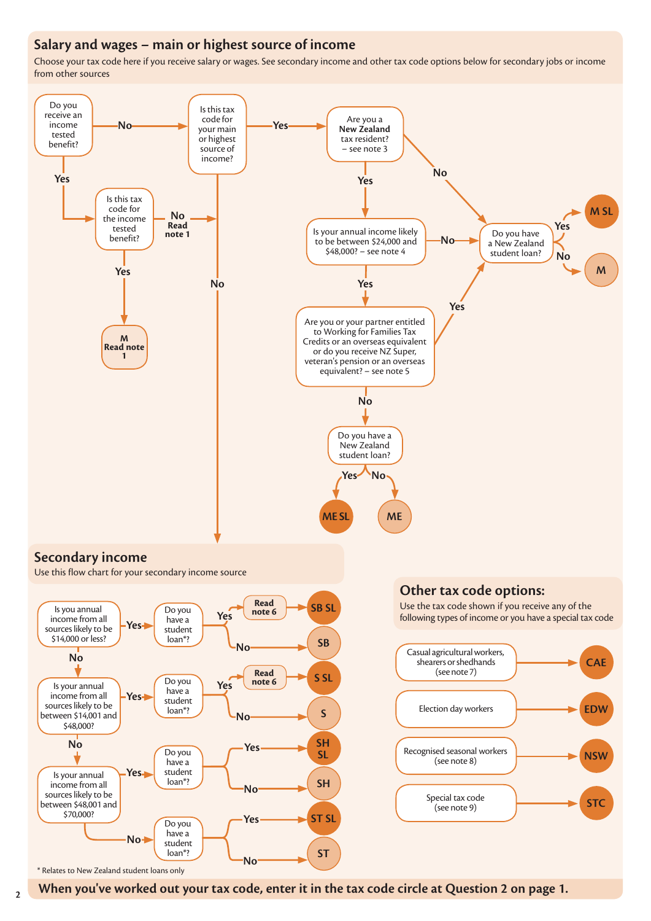## Salary and wages – main or highest source of income

Choose your tax code here if you receive salary or wages. See secondary income and other tax code options below for secondary jobs or income from other sources

- Do you receive an income tested benefit?
  - **Yes** → Is this tax code for the income tested benefit?
    - **Yes** → **M** **Read note 1**
    - **No** (**Read note 1**) → Is this tax code for your main or highest source of income?
  - **No** → Is this tax code for your main or highest source of income?
    - **No** → Secondary income (see below)
    - **Yes** → Are you a **New Zealand** tax resident? – see note 3
      - **No** → Do you have a New Zealand student loan?
      - **Yes** → Is your annual income likely to be between $24,000 and $48,000? – see note 4
        - **No** → Do you have a New Zealand student loan?
        - **Yes** → Are you or your partner entitled to Working for Families Tax Credits or an overseas equivalent or do you receive NZ Super, veteran's pension or an overseas equivalent? – see note 5
          - **Yes** → Do you have a New Zealand student loan?
          - **No** → Do you have a New Zealand student loan?
            - **Yes** → **ME SL**
            - **No** → **ME**

Do you have a New Zealand student loan?
- **Yes** → **M SL**
- **No** → **M**

## Secondary income

Use this flow chart for your secondary income source

- Is you annual income from all sources likely to be $14,000 or less?
  - **Yes** → Do you have a student loan*?
    - **Yes** → **Read note 6** → **SB SL**
    - **No** → **SB**
  - **No** → Is your annual income from all sources likely to be between $14,001 and $48,000?
    - **Yes** → Do you have a student loan*?
      - **Yes** → **Read note 6** → **S SL**
      - **No** → **S**
    - **No** → Is your annual income from all sources likely to be between $48,001 and $70,000?
      - **Yes** → Do you have a student loan*?
        - **Yes** → **SH SL**
        - **No** → **SH**
      - **No** → Do you have a student loan*?
        - **Yes** → **ST SL**
        - **No** → **ST**

\* Relates to New Zealand student loans only

## Other tax code options:

Use the tax code shown if you receive any of the following types of income or you have a special tax code

| Type of income | Tax code |
|---|---|
| Casual agricultural workers, shearers or shedhands (see note 7) | **CAE** |
| Election day workers | **EDW** |
| Recognised seasonal workers (see note 8) | **NSW** |
| Special tax code (see note 9) | **STC** |

**When you've worked out your tax code, enter it in the tax code circle at Question 2 on page 1.**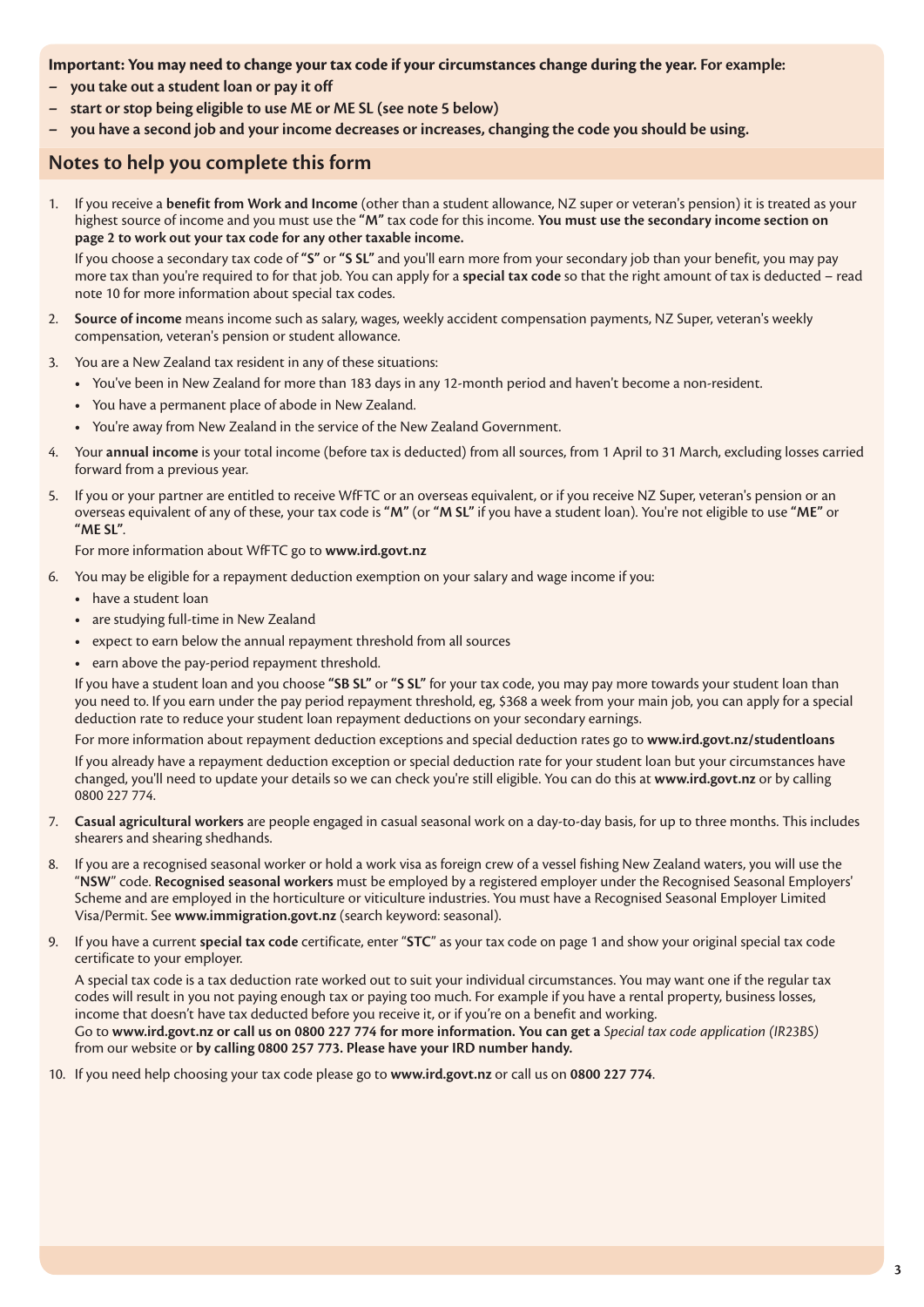**Important: You may need to change your tax code if your circumstances change during the year. For example:**

- **you take out a student loan or pay it off**
- **start or stop being eligible to use ME or ME SL (see note 5 below)**
- **you have a second job and your income decreases or increases, changing the code you should be using.**

## Notes to help you complete this form

1. If you receive a **benefit from Work and Income** (other than a student allowance, NZ super or veteran's pension) it is treated as your highest source of income and you must use the **"M"** tax code for this income. **You must use the secondary income section on page 2 to work out your tax code for any other taxable income.**

   If you choose a secondary tax code of **"S"** or **"S SL"** and you'll earn more from your secondary job than your benefit, you may pay more tax than you're required to for that job. You can apply for a **special tax code** so that the right amount of tax is deducted – read note 10 for more information about special tax codes.

2. **Source of income** means income such as salary, wages, weekly accident compensation payments, NZ Super, veteran's weekly compensation, veteran's pension or student allowance.

3. You are a New Zealand tax resident in any of these situations:
   - You've been in New Zealand for more than 183 days in any 12-month period and haven't become a non-resident.
   - You have a permanent place of abode in New Zealand.
   - You're away from New Zealand in the service of the New Zealand Government.

4. Your **annual income** is your total income (before tax is deducted) from all sources, from 1 April to 31 March, excluding losses carried forward from a previous year.

5. If you or your partner are entitled to receive WfFTC or an overseas equivalent, or if you receive NZ Super, veteran's pension or an overseas equivalent of any of these, your tax code is **"M"** (or **"M SL"** if you have a student loan). You're not eligible to use **"ME"** or **"ME SL"**.

   For more information about WfFTC go to **www.ird.govt.nz**

6. You may be eligible for a repayment deduction exemption on your salary and wage income if you:
   - have a student loan
   - are studying full-time in New Zealand
   - expect to earn below the annual repayment threshold from all sources
   - earn above the pay-period repayment threshold.

   If you have a student loan and you choose **"SB SL"** or **"S SL"** for your tax code, you may pay more towards your student loan than you need to. If you earn under the pay period repayment threshold, eg, $368 a week from your main job, you can apply for a special deduction rate to reduce your student loan repayment deductions on your secondary earnings.

   For more information about repayment deduction exceptions and special deduction rates go to **www.ird.govt.nz/studentloans**

   If you already have a repayment deduction exception or special deduction rate for your student loan but your circumstances have changed, you'll need to update your details so we can check you're still eligible. You can do this at **www.ird.govt.nz** or by calling 0800 227 774.

7. **Casual agricultural workers** are people engaged in casual seasonal work on a day-to-day basis, for up to three months. This includes shearers and shearing shedhands.

8. If you are a recognised seasonal worker or hold a work visa as foreign crew of a vessel fishing New Zealand waters, you will use the "**NSW**" code. **Recognised seasonal workers** must be employed by a registered employer under the Recognised Seasonal Employers' Scheme and are employed in the horticulture or viticulture industries. You must have a Recognised Seasonal Employer Limited Visa/Permit. See **www.immigration.govt.nz** (search keyword: seasonal).

9. If you have a current **special tax code** certificate, enter "**STC**" as your tax code on page 1 and show your original special tax code certificate to your employer.

   A special tax code is a tax deduction rate worked out to suit your individual circumstances. You may want one if the regular tax codes will result in you not paying enough tax or paying too much. For example if you have a rental property, business losses, income that doesn't have tax deducted before you receive it, or if you're on a benefit and working.
   Go to **www.ird.govt.nz or call us on 0800 227 774 for more information. You can get a** *Special tax code application (IR23BS)* from our website or **by calling 0800 257 773. Please have your IRD number handy.**

10. If you need help choosing your tax code please go to **www.ird.govt.nz** or call us on **0800 227 774**.